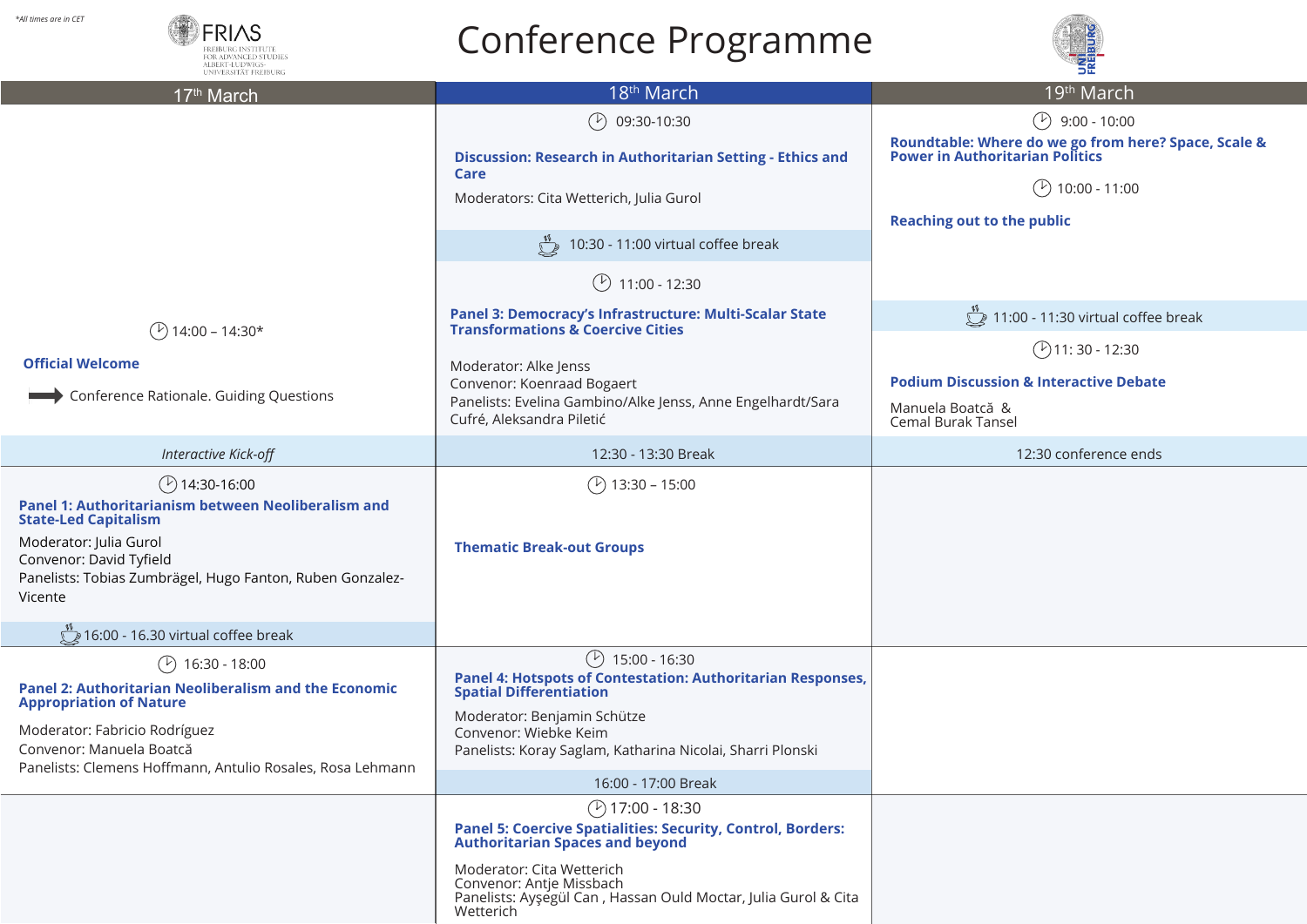*All times are in CET

FRIAS – Freiburg Institute for Advanced Studies, Albert-Ludwigs-Universität Freiburg

# Conference Programme

## 17th March

**14:00 – 14:30***

**Official Welcome**

→ Conference Rationale. Guiding Questions

*Interactive Kick-off*

**14:30-16:00**

**Panel 1: Authoritarianism between Neoliberalism and State-Led Capitalism**

Moderator: Julia Gurol
Convenor: David Tyfield
Panelists: Tobias Zumbrägel, Hugo Fanton, Ruben Gonzalez-Vicente

16:00 - 16.30 virtual coffee break

**16:30 - 18:00**

**Panel 2: Authoritarian Neoliberalism and the Economic Appropriation of Nature**

Moderator: Fabricio Rodríguez
Convenor: Manuela Boatcă
Panelists: Clemens Hoffmann, Antulio Rosales, Rosa Lehmann

## 18th March

**09:30-10:30**

**Discussion: Research in Authoritarian Setting - Ethics and Care**

Moderators: Cita Wetterich, Julia Gurol

10:30 - 11:00 virtual coffee break

**11:00 - 12:30**

**Panel 3: Democracy's Infrastructure: Multi-Scalar State Transformations & Coercive Cities**

Moderator: Alke Jenss
Convenor: Koenraad Bogaert
Panelists: Evelina Gambino/Alke Jenss, Anne Engelhardt/Sara Cufré, Aleksandra Piletić

12:30 - 13:30 Break

**13:30 – 15:00**

**Thematic Break-out Groups**

**15:00 - 16:30**

**Panel 4: Hotspots of Contestation: Authoritarian Responses, Spatial Differentiation**

Moderator: Benjamin Schütze
Convenor: Wiebke Keim
Panelists: Koray Saglam, Katharina Nicolai, Sharri Plonski

16:00 - 17:00 Break

**17:00 - 18:30**

**Panel 5: Coercive Spatialities: Security, Control, Borders: Authoritarian Spaces and beyond**

Moderator: Cita Wetterich
Convenor: Antje Missbach
Panelists: Ayşegül Can , Hassan Ould Moctar, Julia Gurol & Cita Wetterich

## 19th March

**9:00 - 10:00**

**Roundtable: Where do we go from here? Space, Scale & Power in Authoritarian Politics**

**10:00 - 11:00**

**Reaching out to the public**

11:00 - 11:30 virtual coffee break

**11: 30 - 12:30**

**Podium Discussion & Interactive Debate**

Manuela Boatcă &
Cemal Burak Tansel

12:30 conference ends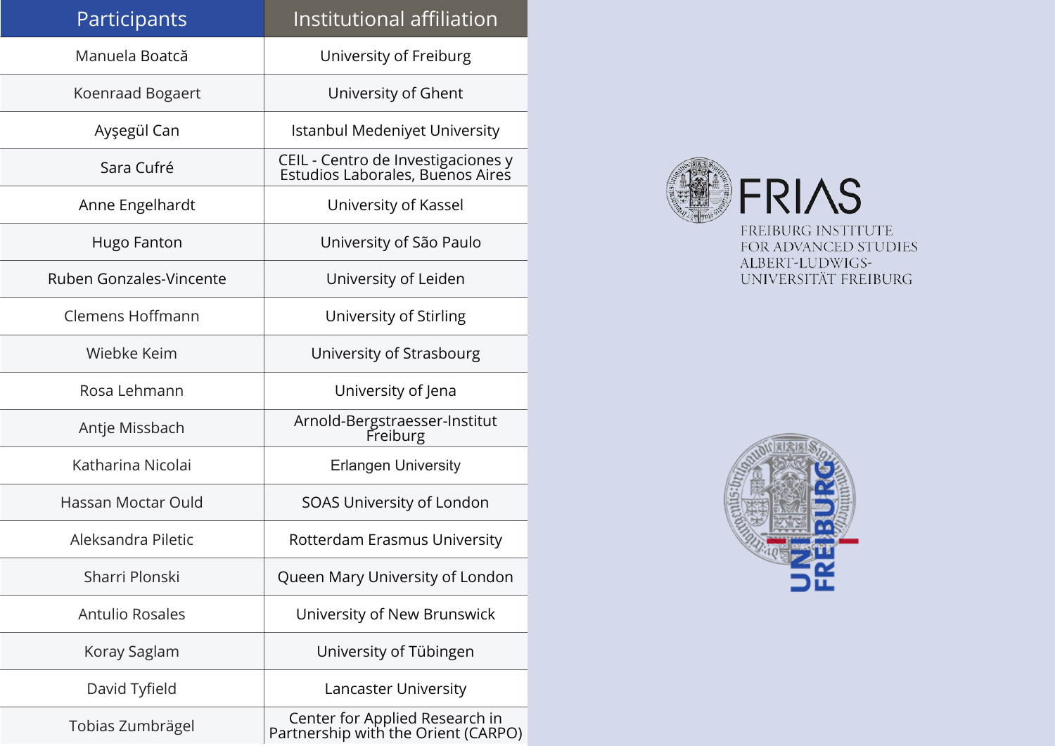| Participants | Institutional affiliation |
|---|---|
| Manuela Boatcă | University of Freiburg |
| Koenraad Bogaert | University of Ghent |
| Ayşegül Can | Istanbul Medeniyet University |
| Sara Cufré | CEIL - Centro de Investigaciones y Estudios Laborales, Buenos Aires |
| Anne Engelhardt | University of Kassel |
| Hugo Fanton | University of São Paulo |
| Ruben Gonzales-Vincente | University of Leiden |
| Clemens Hoffmann | University of Stirling |
| Wiebke Keim | University of Strasbourg |
| Rosa Lehmann | University of Jena |
| Antje Missbach | Arnold-Bergstraesser-Institut Freiburg |
| Katharina Nicolai | Erlangen University |
| Hassan Moctar Ould | SOAS University of London |
| Aleksandra Piletic | Rotterdam Erasmus University |
| Sharri Plonski | Queen Mary University of London |
| Antulio Rosales | University of New Brunswick |
| Koray Saglam | University of Tübingen |
| David Tyfield | Lancaster University |
| Tobias Zumbrägel | Center for Applied Research in Partnership with the Orient (CARPO) |

FRIAS
FREIBURG INSTITUTE FOR ADVANCED STUDIES
ALBERT-LUDWIGS-UNIVERSITÄT FREIBURG

UNI FREIBURG